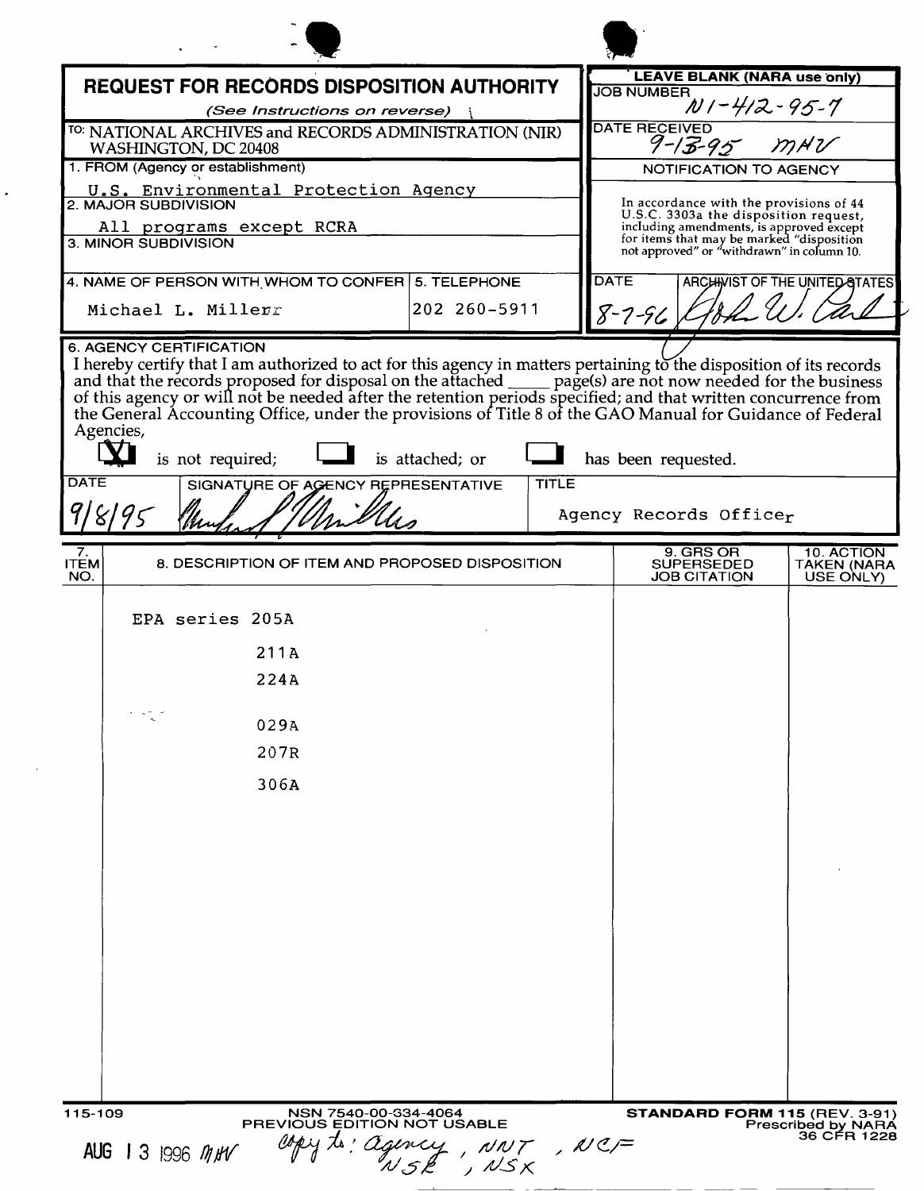# REQUEST FOR RECORDS DISPOSITION AUTHORITY

*(See Instructions on reverse)*

**LEAVE BLANK (NARA use only)**

JOB NUMBER: N1-412-95-7

DATE RECEIVED: 9-13-95 MHV

TO: NATIONAL ARCHIVES and RECORDS ADMINISTRATION (NIR) WASHINGTON, DC 20408

1. FROM (Agency or establishment): U.S. Environmental Protection Agency

2. MAJOR SUBDIVISION: All programs except RCRA

3. MINOR SUBDIVISION:

4. NAME OF PERSON WITH WHOM TO CONFER: Michael L. Miller

5. TELEPHONE: 202 260-5911

**NOTIFICATION TO AGENCY**

In accordance with the provisions of 44 U.S.C. 3303a the disposition request, including amendments, is approved except for items that may be marked "disposition not approved" or "withdrawn" in column 10.

DATE: 8-7-96

ARCHIVIST OF THE UNITED STATES: John W. Carlin

**6. AGENCY CERTIFICATION**

I hereby certify that I am authorized to act for this agency in matters pertaining to the disposition of its records and that the records proposed for disposal on the attached _____ page(s) are not now needed for the business of this agency or will not be needed after the retention periods specified; and that written concurrence from the General Accounting Office, under the provisions of Title 8 of the GAO Manual for Guidance of Federal Agencies,

[X] is not required; [ ] is attached; or [ ] has been requested.

DATE: 9/8/95

SIGNATURE OF AGENCY REPRESENTATIVE: Michael L. Miller

TITLE: Agency Records Officer

| 7. ITEM NO. | 8. DESCRIPTION OF ITEM AND PROPOSED DISPOSITION | 9. GRS OR SUPERSEDED JOB CITATION | 10. ACTION TAKEN (NARA USE ONLY) |
|---|---|---|---|
| | EPA series 205A | | |
| | 211A | | |
| | 224A | | |
| | 029A | | |
| | 207R | | |
| | 306A | | |

115-109

NSN 7540-00-334-4064
PREVIOUS EDITION NOT USABLE

STANDARD FORM 115 (REV. 3-91)
Prescribed by NARA
36 CFR 1228

AUG 13 1996 MHV copy to: agency, NNT, NCF, NSR, NSX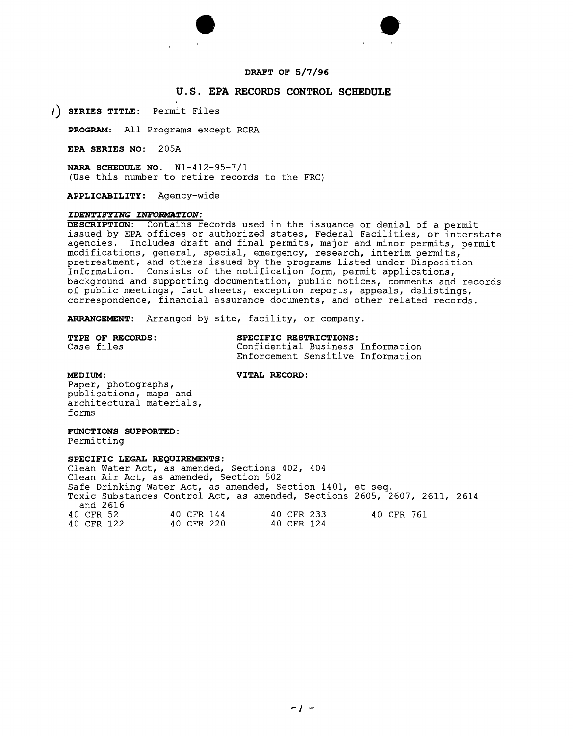**DRAFT OF 5/7/96**

## U.S. EPA RECORDS CONTROL SCHEDULE

1) **SERIES TITLE:** Permit Files

**PROGRAM:** All Programs except RCRA

**EPA SERIES NO:** 205A

**NARA SCHEDULE NO.** N1-412-95-7/1
(Use this number to retire records to the FRC)

**APPLICABILITY:** Agency-wide

***IDENTIFYING INFORMATION:***

**DESCRIPTION:** Contains records used in the issuance or denial of a permit issued by EPA offices or authorized states, Federal Facilities, or interstate agencies. Includes draft and final permits, major and minor permits, permit modifications, general, special, emergency, research, interim permits, pretreatment, and others issued by the programs listed under Disposition Information. Consists of the notification form, permit applications, background and supporting documentation, public notices, comments and records of public meetings, fact sheets, exception reports, appeals, delistings, correspondence, financial assurance documents, and other related records.

**ARRANGEMENT:** Arranged by site, facility, or company.

**TYPE OF RECORDS:**
Case files

**SPECIFIC RESTRICTIONS:**
Confidential Business Information
Enforcement Sensitive Information

**MEDIUM:**
Paper, photographs, publications, maps and architectural materials, forms

**VITAL RECORD:**

**FUNCTIONS SUPPORTED:**
Permitting

**SPECIFIC LEGAL REQUIREMENTS:**
Clean Water Act, as amended, Sections 402, 404
Clean Air Act, as amended, Section 502
Safe Drinking Water Act, as amended, Section 1401, et seq.
Toxic Substances Control Act, as amended, Sections 2605, 2607, 2611, 2614 and 2616

| | | | |
|---|---|---|---|
| 40 CFR 52 | 40 CFR 144 | 40 CFR 233 | 40 CFR 761 |
| 40 CFR 122 | 40 CFR 220 | 40 CFR 124 | |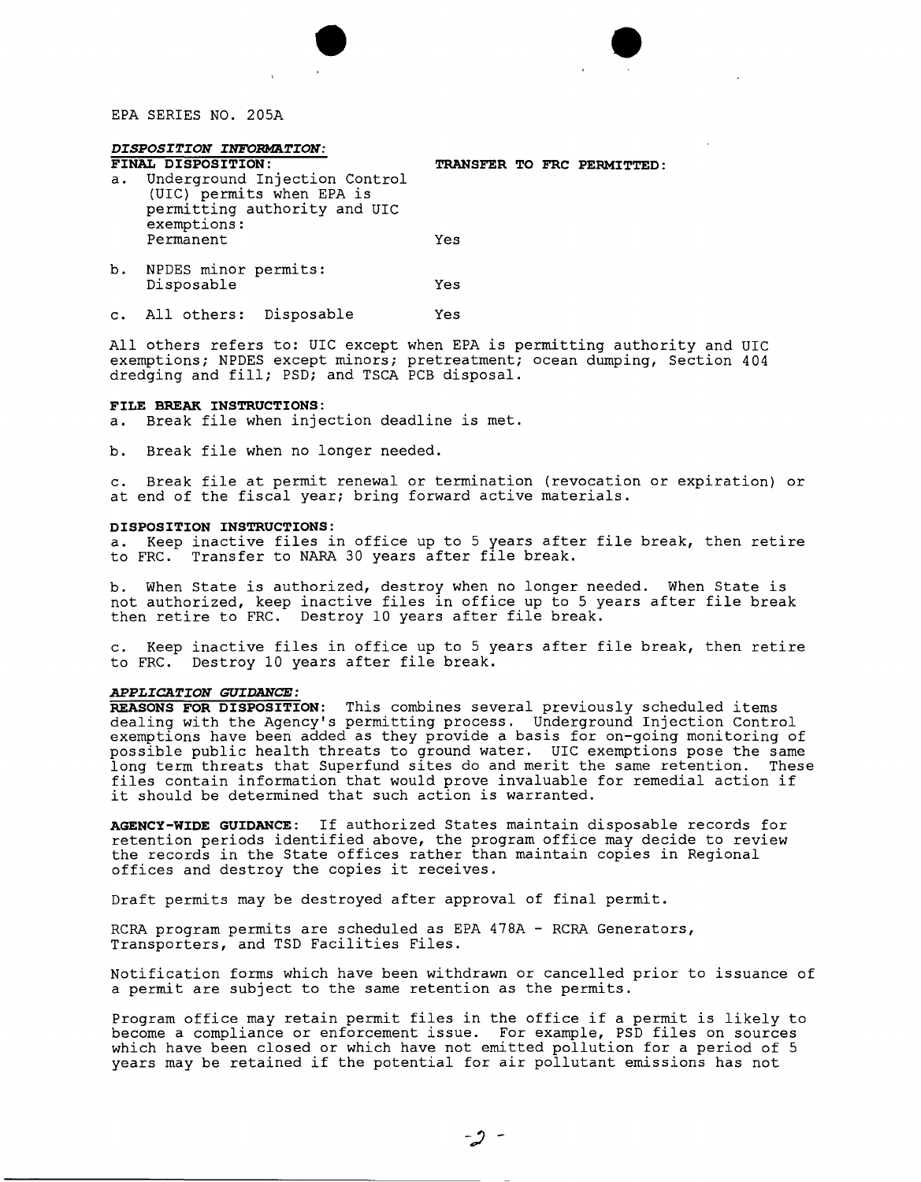EPA SERIES NO. 205A

***DISPOSITION INFORMATION:***

| **FINAL DISPOSITION:** | **TRANSFER TO FRC PERMITTED:** |
|---|---|
| a. Underground Injection Control (UIC) permits when EPA is permitting authority and UIC exemptions: Permanent | Yes |
| b. NPDES minor permits: Disposable | Yes |
| c. All others: Disposable | Yes |

All others refers to: UIC except when EPA is permitting authority and UIC exemptions; NPDES except minors; pretreatment; ocean dumping, Section 404 dredging and fill; PSD; and TSCA PCB disposal.

**FILE BREAK INSTRUCTIONS:**

a. Break file when injection deadline is met.

b. Break file when no longer needed.

c. Break file at permit renewal or termination (revocation or expiration) or at end of the fiscal year; bring forward active materials.

**DISPOSITION INSTRUCTIONS:**

a. Keep inactive files in office up to 5 years after file break, then retire to FRC. Transfer to NARA 30 years after file break.

b. When State is authorized, destroy when no longer needed. When State is not authorized, keep inactive files in office up to 5 years after file break then retire to FRC. Destroy 10 years after file break.

c. Keep inactive files in office up to 5 years after file break, then retire to FRC. Destroy 10 years after file break.

***APPLICATION GUIDANCE:***

**REASONS FOR DISPOSITION**: This combines several previously scheduled items dealing with the Agency's permitting process. Underground Injection Control exemptions have been added as they provide a basis for on-going monitoring of possible public health threats to ground water. UIC exemptions pose the same long term threats that Superfund sites do and merit the same retention. These files contain information that would prove invaluable for remedial action if it should be determined that such action is warranted.

**AGENCY-WIDE GUIDANCE**: If authorized States maintain disposable records for retention periods identified above, the program office may decide to review the records in the State offices rather than maintain copies in Regional offices and destroy the copies it receives.

Draft permits may be destroyed after approval of final permit.

RCRA program permits are scheduled as EPA 478A - RCRA Generators, Transporters, and TSD Facilities Files.

Notification forms which have been withdrawn or cancelled prior to issuance of a permit are subject to the same retention as the permits.

Program office may retain permit files in the office if a permit is likely to become a compliance or enforcement issue. For example, PSD files on sources which have been closed or which have not emitted pollution for a period of 5 years may be retained if the potential for air pollutant emissions has not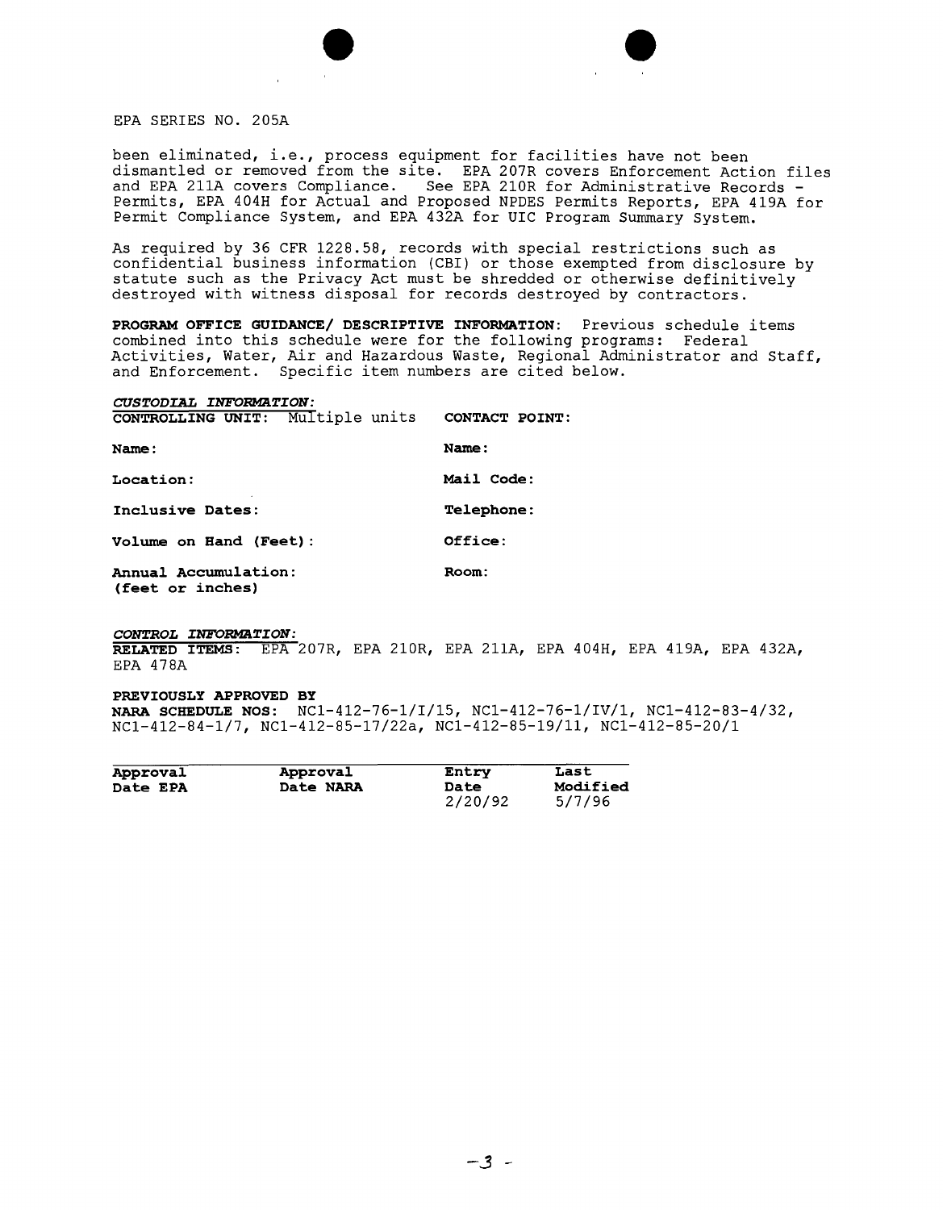EPA SERIES NO. 205A

been eliminated, i.e., process equipment for facilities have not been dismantled or removed from the site. EPA 207R covers Enforcement Action files and EPA 211A covers Compliance. See EPA 210R for Administrative Records - Permits, EPA 404H for Actual and Proposed NPDES Permits Reports, EPA 419A for Permit Compliance System, and EPA 432A for UIC Program Summary System.

As required by 36 CFR 1228.58, records with special restrictions such as confidential business information (CBI) or those exempted from disclosure by statute such as the Privacy Act must be shredded or otherwise definitively destroyed with witness disposal for records destroyed by contractors.

**PROGRAM OFFICE GUIDANCE/ DESCRIPTIVE INFORMATION**: Previous schedule items combined into this schedule were for the following programs: Federal Activities, Water, Air and Hazardous Waste, Regional Administrator and Staff, and Enforcement. Specific item numbers are cited below.

***CUSTODIAL INFORMATION:***

| **CONTROLLING UNIT:** Multiple units | **CONTACT POINT:** |
|---|---|
| **Name:** | **Name:** |
| **Location:** | **Mail Code:** |
| **Inclusive Dates:** | **Telephone:** |
| **Volume on Hand (Feet):** | **Office:** |
| **Annual Accumulation: (feet or inches)** | **Room:** |

***CONTROL INFORMATION:***

**RELATED ITEMS**: EPA 207R, EPA 210R, EPA 211A, EPA 404H, EPA 419A, EPA 432A, EPA 478A

**PREVIOUSLY APPROVED BY**
**NARA SCHEDULE NOS**: NC1-412-76-1/I/15, NC1-412-76-1/IV/1, NC1-412-83-4/32, NC1-412-84-1/7, NC1-412-85-17/22a, NC1-412-85-19/11, NC1-412-85-20/1

| Approval Date EPA | Approval Date NARA | Entry Date | Last Modified |
|---|---|---|---|
| | | 2/20/92 | 5/7/96 |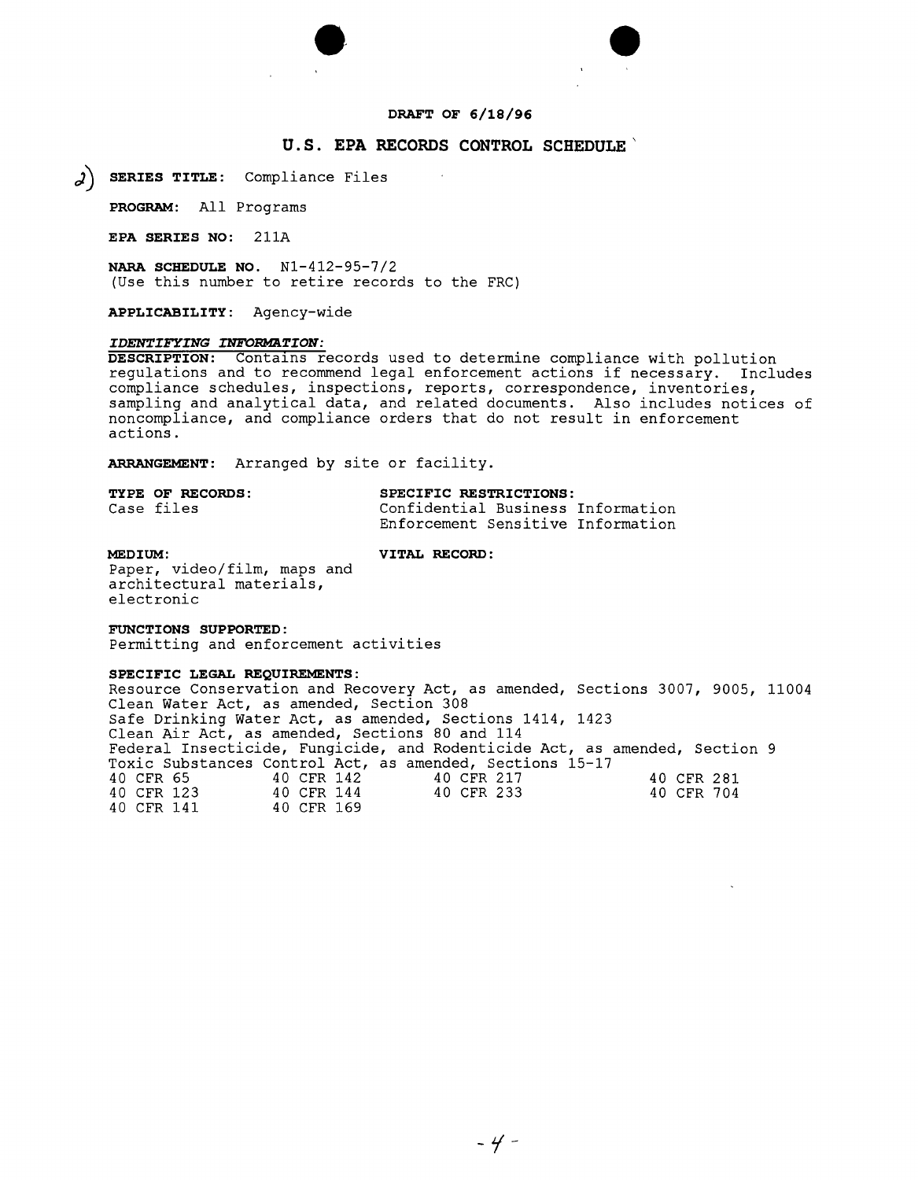**DRAFT OF 6/18/96**

## U.S. EPA RECORDS CONTROL SCHEDULE

2) **SERIES TITLE:** Compliance Files

**PROGRAM:** All Programs

**EPA SERIES NO:** 211A

**NARA SCHEDULE NO.** N1-412-95-7/2
(Use this number to retire records to the FRC)

**APPLICABILITY:** Agency-wide

***IDENTIFYING INFORMATION:***

**DESCRIPTION:** Contains records used to determine compliance with pollution regulations and to recommend legal enforcement actions if necessary. Includes compliance schedules, inspections, reports, correspondence, inventories, sampling and analytical data, and related documents. Also includes notices of noncompliance, and compliance orders that do not result in enforcement actions.

**ARRANGEMENT:** Arranged by site or facility.

**TYPE OF RECORDS:**
Case files

**SPECIFIC RESTRICTIONS:**
Confidential Business Information
Enforcement Sensitive Information

**MEDIUM:**
Paper, video/film, maps and architectural materials, electronic

**VITAL RECORD:**

**FUNCTIONS SUPPORTED:**
Permitting and enforcement activities

**SPECIFIC LEGAL REQUIREMENTS:**
Resource Conservation and Recovery Act, as amended, Sections 3007, 9005, 11004
Clean Water Act, as amended, Section 308
Safe Drinking Water Act, as amended, Sections 1414, 1423
Clean Air Act, as amended, Sections 80 and 114
Federal Insecticide, Fungicide, and Rodenticide Act, as amended, Section 9
Toxic Substances Control Act, as amended, Sections 15-17

| | | | |
|---|---|---|---|
| 40 CFR 65 | 40 CFR 142 | 40 CFR 217 | 40 CFR 281 |
| 40 CFR 123 | 40 CFR 144 | 40 CFR 233 | 40 CFR 704 |
| 40 CFR 141 | 40 CFR 169 | | |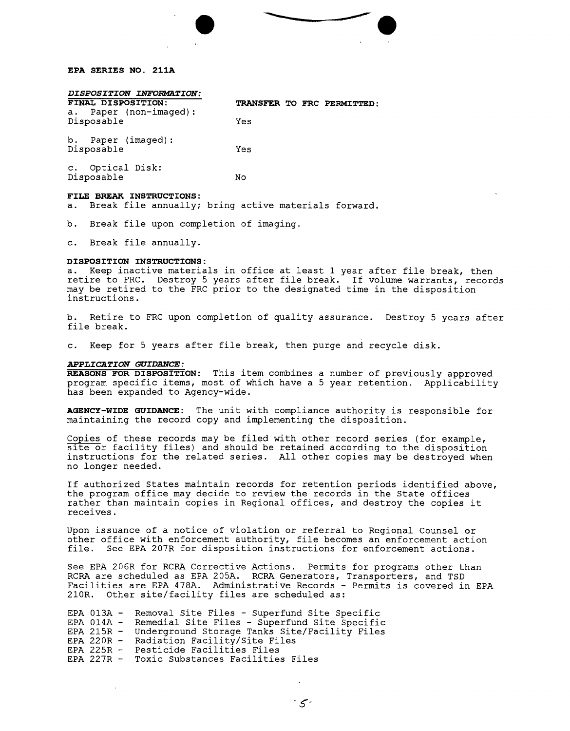**EPA SERIES NO. 211A**

***DISPOSITION INFORMATION:***

| **FINAL DISPOSITION:** | **TRANSFER TO FRC PERMITTED:** |
|---|---|
| a. Paper (non-imaged): Disposable | Yes |
| b. Paper (imaged): Disposable | Yes |
| c. Optical Disk: Disposable | No |

**FILE BREAK INSTRUCTIONS:**

a. Break file annually; bring active materials forward.

b. Break file upon completion of imaging.

c. Break file annually.

**DISPOSITION INSTRUCTIONS:**

a. Keep inactive materials in office at least 1 year after file break, then retire to FRC. Destroy 5 years after file break. If volume warrants, records may be retired to the FRC prior to the designated time in the disposition instructions.

b. Retire to FRC upon completion of quality assurance. Destroy 5 years after file break.

c. Keep for 5 years after file break, then purge and recycle disk.

***APPLICATION GUIDANCE:***

**REASONS FOR DISPOSITION**: This item combines a number of previously approved program specific items, most of which have a 5 year retention. Applicability has been expanded to Agency-wide.

**AGENCY-WIDE GUIDANCE**: The unit with compliance authority is responsible for maintaining the record copy and implementing the disposition.

Copies of these records may be filed with other record series (for example, site or facility files) and should be retained according to the disposition instructions for the related series. All other copies may be destroyed when no longer needed.

If authorized States maintain records for retention periods identified above, the program office may decide to review the records in the State offices rather than maintain copies in Regional offices, and destroy the copies it receives.

Upon issuance of a notice of violation or referral to Regional Counsel or other office with enforcement authority, file becomes an enforcement action file. See EPA 207R for disposition instructions for enforcement actions.

See EPA 206R for RCRA Corrective Actions. Permits for programs other than RCRA are scheduled as EPA 205A. RCRA Generators, Transporters, and TSD Facilities are EPA 478A. Administrative Records - Permits is covered in EPA 210R. Other site/facility files are scheduled as:

EPA 013A - Removal Site Files - Superfund Site Specific
EPA 014A - Remedial Site Files - Superfund Site Specific
EPA 215R - Underground Storage Tanks Site/Facility Files
EPA 220R - Radiation Facility/Site Files
EPA 225R - Pesticide Facilities Files
EPA 227R - Toxic Substances Facilities Files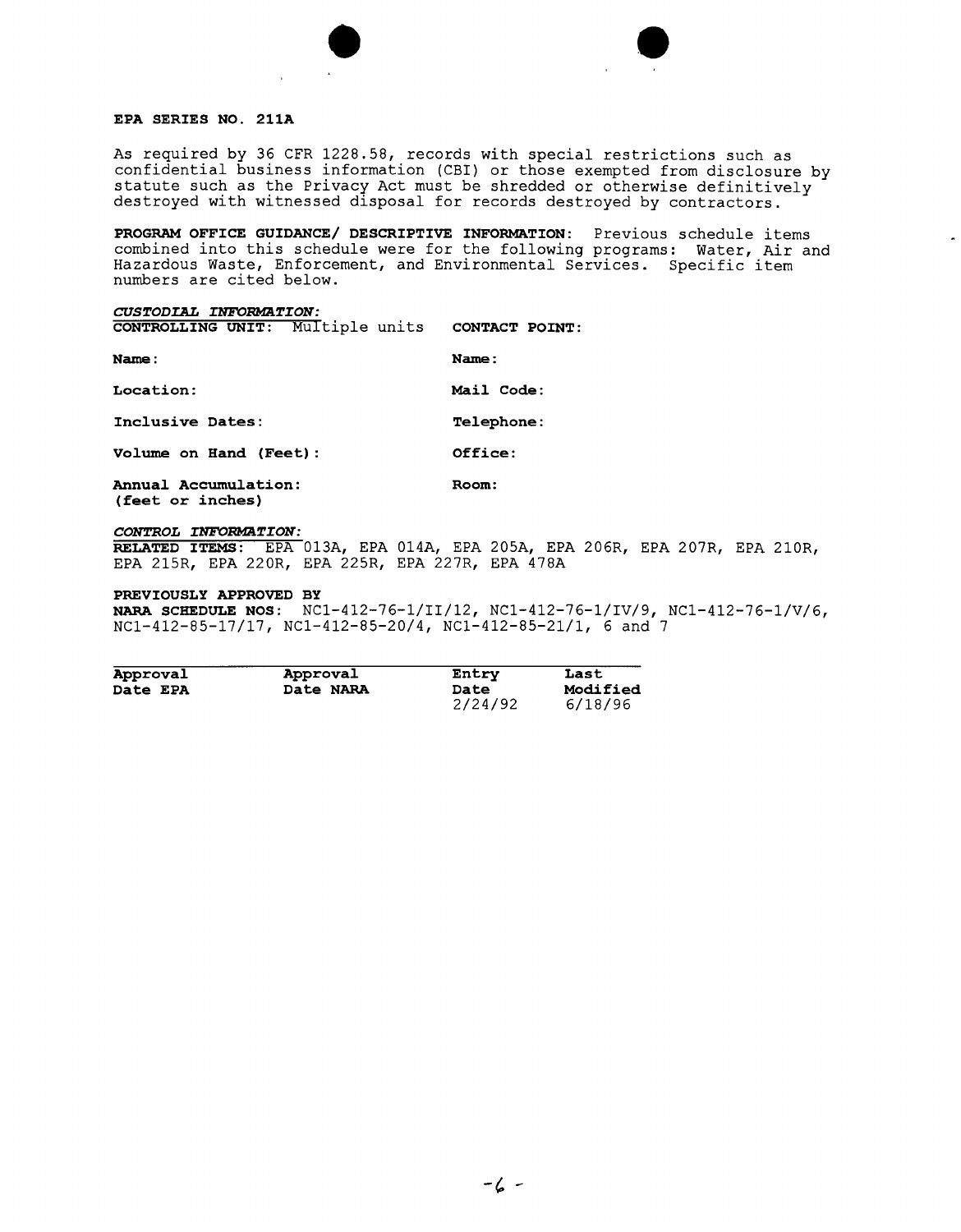**EPA SERIES NO. 211A**

As required by 36 CFR 1228.58, records with special restrictions such as confidential business information (CBI) or those exempted from disclosure by statute such as the Privacy Act must be shredded or otherwise definitively destroyed with witnessed disposal for records destroyed by contractors.

**PROGRAM OFFICE GUIDANCE/ DESCRIPTIVE INFORMATION**: Previous schedule items combined into this schedule were for the following programs: Water, Air and Hazardous Waste, Enforcement, and Environmental Services. Specific item numbers are cited below.

***CUSTODIAL INFORMATION:***

**CONTROLLING UNIT**: Multiple units

**Name**:

**Location**:

**Inclusive Dates**:

**Volume on Hand (Feet)**:

**Annual Accumulation:**
**(feet or inches)**

**CONTACT POINT**:

**Name**:

**Mail Code**:

**Telephone**:

**Office**:

**Room**:

***CONTROL INFORMATION:***

**RELATED ITEMS**: EPA 013A, EPA 014A, EPA 205A, EPA 206R, EPA 207R, EPA 210R, EPA 215R, EPA 220R, EPA 225R, EPA 227R, EPA 478A

**PREVIOUSLY APPROVED BY**
**NARA SCHEDULE NOS**: NC1-412-76-1/II/12, NC1-412-76-1/IV/9, NC1-412-76-1/V/6, NC1-412-85-17/17, NC1-412-85-20/4, NC1-412-85-21/1, 6 and 7

| Approval Date EPA | Approval Date NARA | Entry Date | Last Modified |
|---|---|---|---|
| | | 2/24/92 | 6/18/96 |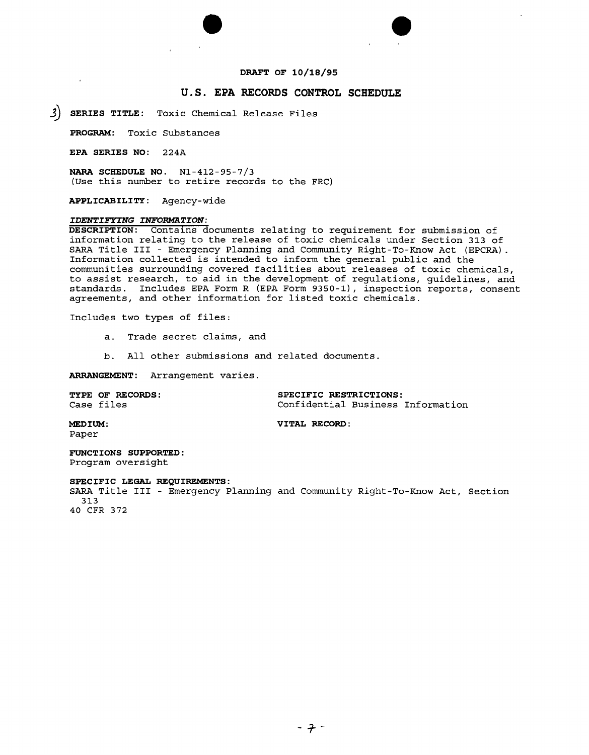DRAFT OF 10/18/95

# U.S. EPA RECORDS CONTROL SCHEDULE

3) **SERIES TITLE**: Toxic Chemical Release Files

**PROGRAM**: Toxic Substances

**EPA SERIES NO**: 224A

**NARA SCHEDULE NO.** N1-412-95-7/3
(Use this number to retire records to the FRC)

**APPLICABILITY**: Agency-wide

***IDENTIFYING INFORMATION:***

**DESCRIPTION**: Contains documents relating to requirement for submission of information relating to the release of toxic chemicals under Section 313 of SARA Title III - Emergency Planning and Community Right-To-Know Act (EPCRA). Information collected is intended to inform the general public and the communities surrounding covered facilities about releases of toxic chemicals, to assist research, to aid in the development of regulations, guidelines, and standards. Includes EPA Form R (EPA Form 9350-1), inspection reports, consent agreements, and other information for listed toxic chemicals.

Includes two types of files:

a. Trade secret claims, and

b. All other submissions and related documents.

**ARRANGEMENT**: Arrangement varies.

**TYPE OF RECORDS**:
Case files

**SPECIFIC RESTRICTIONS**:
Confidential Business Information

**MEDIUM**:
Paper

**VITAL RECORD**:

**FUNCTIONS SUPPORTED**:
Program oversight

**SPECIFIC LEGAL REQUIREMENTS**:
SARA Title III - Emergency Planning and Community Right-To-Know Act, Section 313
40 CFR 372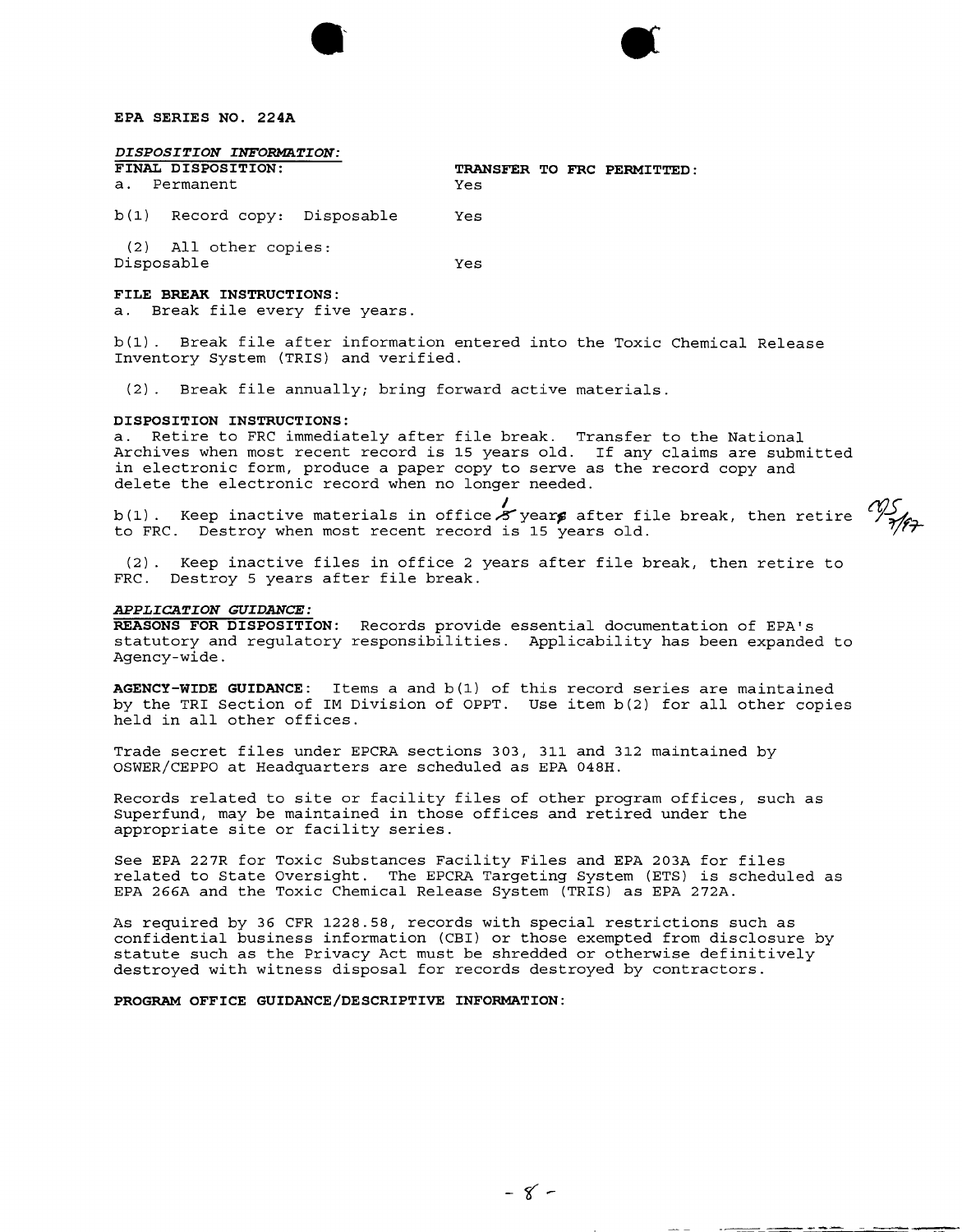**EPA SERIES NO. 224A**

***DISPOSITION INFORMATION:***

| **FINAL DISPOSITION:** | **TRANSFER TO FRC PERMITTED:** |
|---|---|
| a. Permanent | Yes |
| b(1) Record copy: Disposable | Yes |
| (2) All other copies: Disposable | Yes |

**FILE BREAK INSTRUCTIONS:**

a. Break file every five years.

b(1). Break file after information entered into the Toxic Chemical Release Inventory System (TRIS) and verified.

(2). Break file annually; bring forward active materials.

**DISPOSITION INSTRUCTIONS:**

a. Retire to FRC immediately after file break. Transfer to the National Archives when most recent record is 15 years old. If any claims are submitted in electronic form, produce a paper copy to serve as the record copy and delete the electronic record when no longer needed.

b(1). Keep inactive materials in office ~~5~~ 1 year~~s~~ after file break, then retire to FRC. Destroy when most recent record is 15 years old. MS 7/97

(2). Keep inactive files in office 2 years after file break, then retire to FRC. Destroy 5 years after file break.

***APPLICATION GUIDANCE:***

**REASONS FOR DISPOSITION:** Records provide essential documentation of EPA's statutory and regulatory responsibilities. Applicability has been expanded to Agency-wide.

**AGENCY-WIDE GUIDANCE:** Items a and b(1) of this record series are maintained by the TRI Section of IM Division of OPPT. Use item b(2) for all other copies held in all other offices.

Trade secret files under EPCRA sections 303, 311 and 312 maintained by OSWER/CEPPO at Headquarters are scheduled as EPA 048H.

Records related to site or facility files of other program offices, such as Superfund, may be maintained in those offices and retired under the appropriate site or facility series.

See EPA 227R for Toxic Substances Facility Files and EPA 203A for files related to State Oversight. The EPCRA Targeting System (ETS) is scheduled as EPA 266A and the Toxic Chemical Release System (TRIS) as EPA 272A.

As required by 36 CFR 1228.58, records with special restrictions such as confidential business information (CBI) or those exempted from disclosure by statute such as the Privacy Act must be shredded or otherwise definitively destroyed with witness disposal for records destroyed by contractors.

**PROGRAM OFFICE GUIDANCE/DESCRIPTIVE INFORMATION:**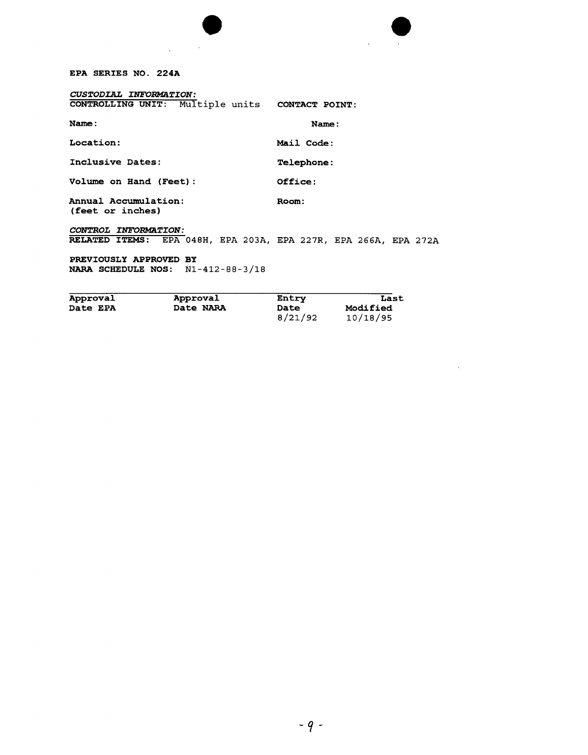**EPA SERIES NO. 224A**

***CUSTODIAL INFORMATION:***

| | |
|---|---|
| **CONTROLLING UNIT:** Multiple units | **CONTACT POINT:** |
| **Name:** | **Name:** |
| **Location:** | **Mail Code:** |
| **Inclusive Dates:** | **Telephone:** |
| **Volume on Hand (Feet):** | **Office:** |
| **Annual Accumulation:** (feet or inches) | **Room:** |

***CONTROL INFORMATION:***

**RELATED ITEMS:** EPA 048H, EPA 203A, EPA 227R, EPA 266A, EPA 272A

**PREVIOUSLY APPROVED BY NARA SCHEDULE NOS:** N1-412-88-3/18

| Approval Date EPA | Approval Date NARA | Entry Date | Last Modified |
|---|---|---|---|
| | | 8/21/92 | 10/18/95 |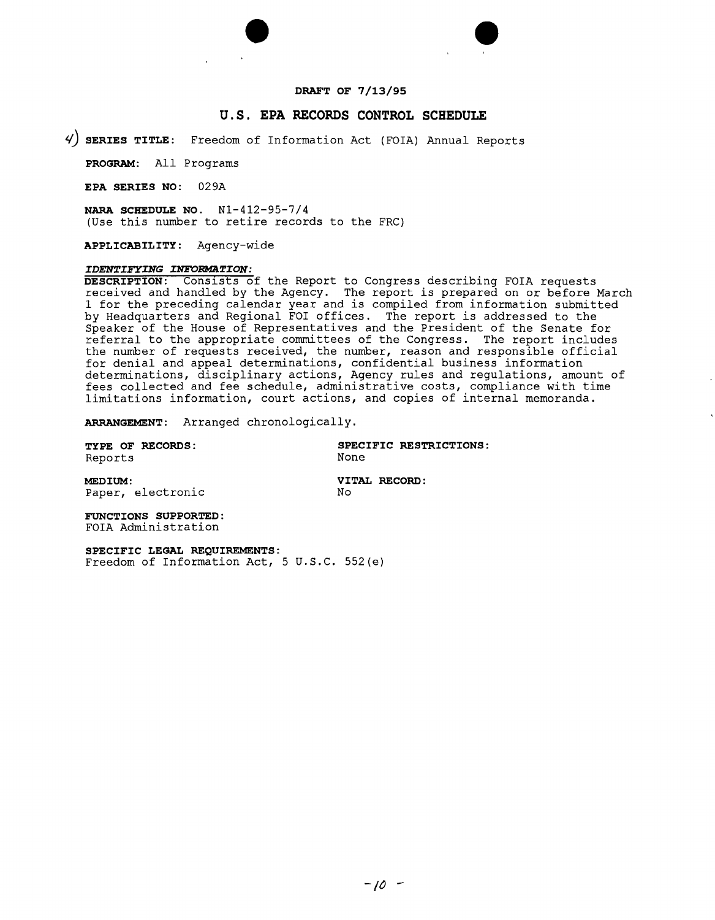**DRAFT OF 7/13/95**

## U.S. EPA RECORDS CONTROL SCHEDULE

4) **SERIES TITLE:** Freedom of Information Act (FOIA) Annual Reports

**PROGRAM:** All Programs

**EPA SERIES NO:** 029A

**NARA SCHEDULE NO.** N1-412-95-7/4
(Use this number to retire records to the FRC)

**APPLICABILITY:** Agency-wide

***IDENTIFYING INFORMATION:***

**DESCRIPTION:** Consists of the Report to Congress describing FOIA requests received and handled by the Agency. The report is prepared on or before March 1 for the preceding calendar year and is compiled from information submitted by Headquarters and Regional FOI offices. The report is addressed to the Speaker of the House of Representatives and the President of the Senate for referral to the appropriate committees of the Congress. The report includes the number of requests received, the number, reason and responsible official for denial and appeal determinations, confidential business information determinations, disciplinary actions, Agency rules and regulations, amount of fees collected and fee schedule, administrative costs, compliance with time limitations information, court actions, and copies of internal memoranda.

**ARRANGEMENT:** Arranged chronologically.

**TYPE OF RECORDS:**
Reports

**SPECIFIC RESTRICTIONS:**
None

**MEDIUM:**
Paper, electronic

**VITAL RECORD:**
No

**FUNCTIONS SUPPORTED:**
FOIA Administration

**SPECIFIC LEGAL REQUIREMENTS:**
Freedom of Information Act, 5 U.S.C. 552(e)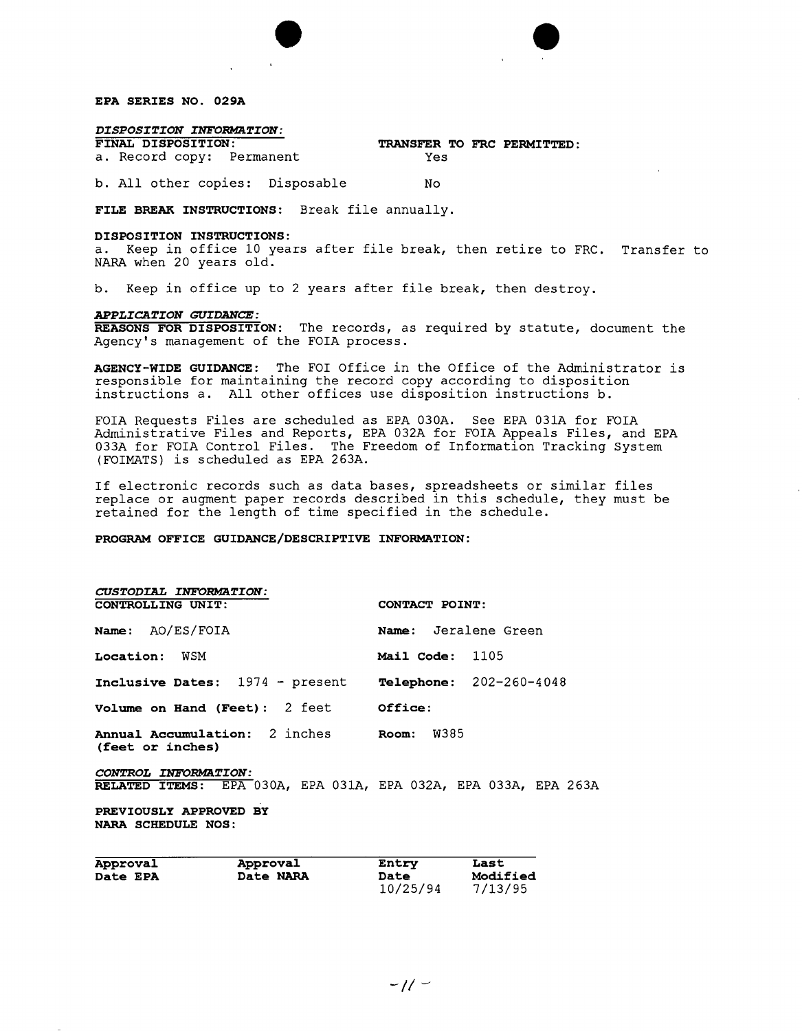**EPA SERIES NO. 029A**

***DISPOSITION INFORMATION:***

| **FINAL DISPOSITION:** | **TRANSFER TO FRC PERMITTED:** |
|---|---|
| a. Record copy: Permanent | Yes |
| b. All other copies: Disposable | No |

**FILE BREAK INSTRUCTIONS:** Break file annually.

**DISPOSITION INSTRUCTIONS:**

a. Keep in office 10 years after file break, then retire to FRC. Transfer to NARA when 20 years old.

b. Keep in office up to 2 years after file break, then destroy.

***APPLICATION GUIDANCE:***

**REASONS FOR DISPOSITION:** The records, as required by statute, document the Agency's management of the FOIA process.

**AGENCY-WIDE GUIDANCE:** The FOI Office in the Office of the Administrator is responsible for maintaining the record copy according to disposition instructions a. All other offices use disposition instructions b.

FOIA Requests Files are scheduled as EPA 030A. See EPA 031A for FOIA Administrative Files and Reports, EPA 032A for FOIA Appeals Files, and EPA 033A for FOIA Control Files. The Freedom of Information Tracking System (FOIMATS) is scheduled as EPA 263A.

If electronic records such as data bases, spreadsheets or similar files replace or augment paper records described in this schedule, they must be retained for the length of time specified in the schedule.

**PROGRAM OFFICE GUIDANCE/DESCRIPTIVE INFORMATION:**

***CUSTODIAL INFORMATION:***

| **CONTROLLING UNIT:** | **CONTACT POINT:** |
|---|---|
| **Name:** AO/ES/FOIA | **Name:** Jeralene Green |
| **Location:** WSM | **Mail Code:** 1105 |
| **Inclusive Dates:** 1974 - present | **Telephone:** 202-260-4048 |
| **Volume on Hand (Feet):** 2 feet | **Office:** |
| **Annual Accumulation:** 2 inches **(feet or inches)** | **Room:** W385 |

***CONTROL INFORMATION:***

**RELATED ITEMS:** EPA 030A, EPA 031A, EPA 032A, EPA 033A, EPA 263A

**PREVIOUSLY APPROVED BY NARA SCHEDULE NOS:**

| Approval Date EPA | Approval Date NARA | Entry Date | Last Modified |
|---|---|---|---|
| | | 10/25/94 | 7/13/95 |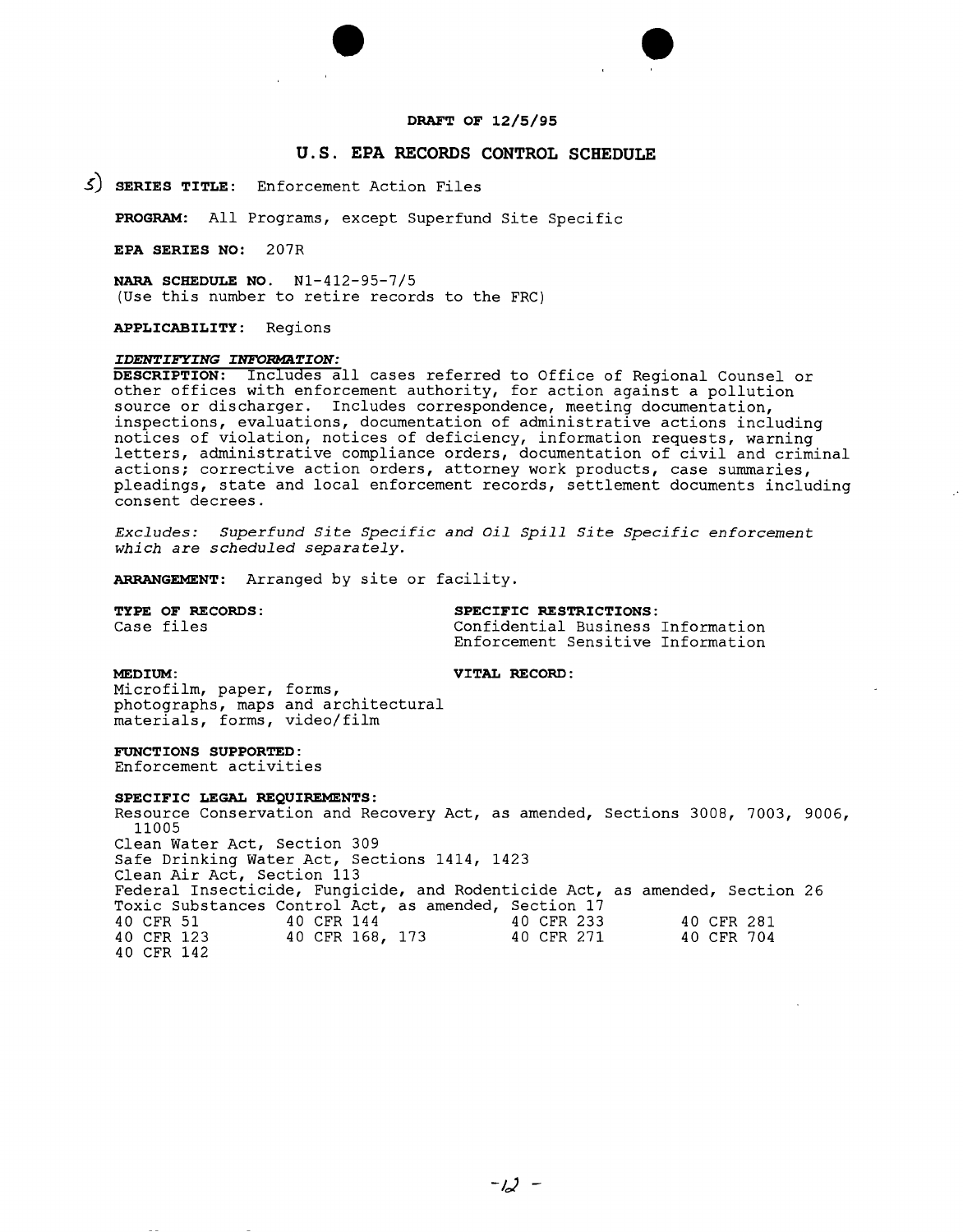**DRAFT OF 12/5/95**

## U.S. EPA RECORDS CONTROL SCHEDULE

5) **SERIES TITLE:** Enforcement Action Files

**PROGRAM:** All Programs, except Superfund Site Specific

**EPA SERIES NO:** 207R

**NARA SCHEDULE NO.** N1-412-95-7/5
(Use this number to retire records to the FRC)

**APPLICABILITY:** Regions

***IDENTIFYING INFORMATION:***

**DESCRIPTION:** Includes all cases referred to Office of Regional Counsel or other offices with enforcement authority, for action against a pollution source or discharger. Includes correspondence, meeting documentation, inspections, evaluations, documentation of administrative actions including notices of violation, notices of deficiency, information requests, warning letters, administrative compliance orders, documentation of civil and criminal actions; corrective action orders, attorney work products, case summaries, pleadings, state and local enforcement records, settlement documents including consent decrees.

*Excludes: Superfund Site Specific and Oil Spill Site Specific enforcement which are scheduled separately.*

**ARRANGEMENT:** Arranged by site or facility.

**TYPE OF RECORDS:**
Case files

**SPECIFIC RESTRICTIONS:**
Confidential Business Information
Enforcement Sensitive Information

**MEDIUM:**
Microfilm, paper, forms, photographs, maps and architectural materials, forms, video/film

**VITAL RECORD:**

**FUNCTIONS SUPPORTED:**
Enforcement activities

**SPECIFIC LEGAL REQUIREMENTS:**
Resource Conservation and Recovery Act, as amended, Sections 3008, 7003, 9006, 11005
Clean Water Act, Section 309
Safe Drinking Water Act, Sections 1414, 1423
Clean Air Act, Section 113
Federal Insecticide, Fungicide, and Rodenticide Act, as amended, Section 26
Toxic Substances Control Act, as amended, Section 17

| | | | |
|---|---|---|---|
| 40 CFR 51 | 40 CFR 144 | 40 CFR 233 | 40 CFR 281 |
| 40 CFR 123 | 40 CFR 168, 173 | 40 CFR 271 | 40 CFR 704 |
| 40 CFR 142 | | | |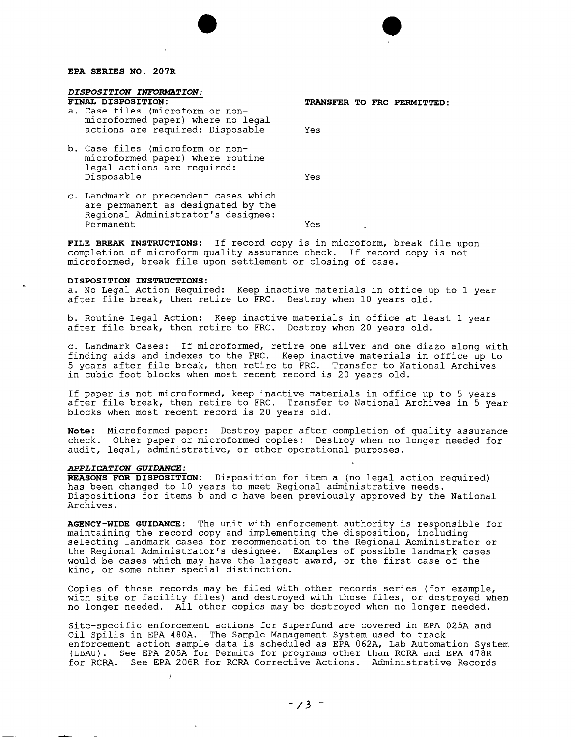**EPA SERIES NO. 207R**

*DISPOSITION INFORMATION:*

| **FINAL DISPOSITION:** | **TRANSFER TO FRC PERMITTED:** |
|---|---|
| a. Case files (microform or non-microformed paper) where no legal actions are required: Disposable | Yes |
| b. Case files (microform or non-microformed paper) where routine legal actions are required: Disposable | Yes |
| c. Landmark or precendent cases which are permanent as designated by the Regional Administrator's designee: Permanent | Yes |

**FILE BREAK INSTRUCTIONS**: If record copy is in microform, break file upon completion of microform quality assurance check. If record copy is not microformed, break file upon settlement or closing of case.

**DISPOSITION INSTRUCTIONS**:

a. No Legal Action Required: Keep inactive materials in office up to 1 year after file break, then retire to FRC. Destroy when 10 years old.

b. Routine Legal Action: Keep inactive materials in office at least 1 year after file break, then retire to FRC. Destroy when 20 years old.

c. Landmark Cases: If microformed, retire one silver and one diazo along with finding aids and indexes to the FRC. Keep inactive materials in office up to 5 years after file break, then retire to FRC. Transfer to National Archives in cubic foot blocks when most recent record is 20 years old.

If paper is not microformed, keep inactive materials in office up to 5 years after file break, then retire to FRC. Transfer to National Archives in 5 year blocks when most recent record is 20 years old.

**Note**: Microformed paper: Destroy paper after completion of quality assurance check. Other paper or microformed copies: Destroy when no longer needed for audit, legal, administrative, or other operational purposes.

*APPLICATION GUIDANCE:*

**REASONS FOR DISPOSITION**: Disposition for item a (no legal action required) has been changed to 10 years to meet Regional administrative needs. Dispositions for items b and c have been previously approved by the National Archives.

**AGENCY-WIDE GUIDANCE**: The unit with enforcement authority is responsible for maintaining the record copy and implementing the disposition, including selecting landmark cases for recommendation to the Regional Administrator or the Regional Administrator's designee. Examples of possible landmark cases would be cases which may have the largest award, or the first case of the kind, or some other special distinction.

Copies of these records may be filed with other records series (for example, with site or facility files) and destroyed with those files, or destroyed when no longer needed. All other copies may be destroyed when no longer needed.

Site-specific enforcement actions for Superfund are covered in EPA 025A and Oil Spills in EPA 480A. The Sample Management System used to track enforcement action sample data is scheduled as EPA 062A, Lab Automation System (LBAU). See EPA 205A for Permits for programs other than RCRA and EPA 478R for RCRA. See EPA 206R for RCRA Corrective Actions. Administrative Records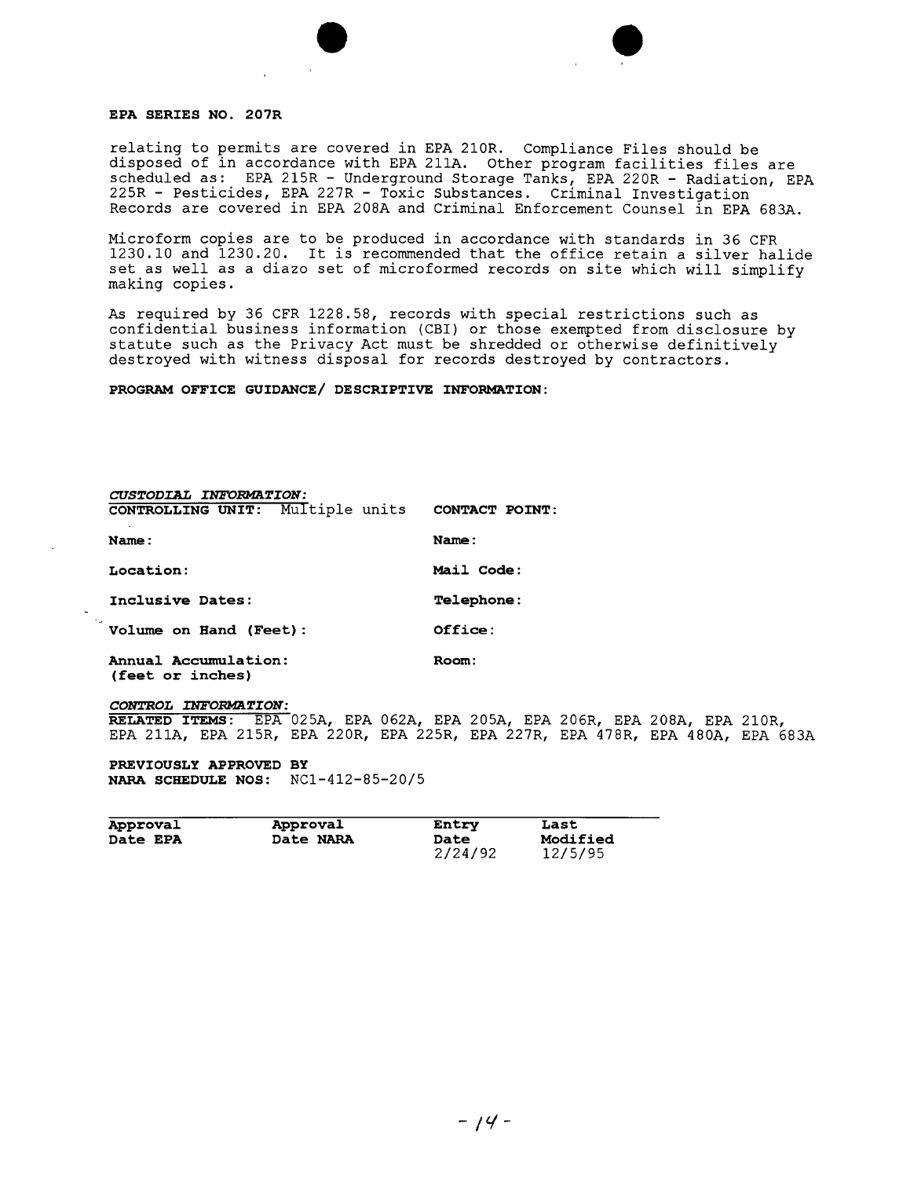**EPA SERIES NO. 207R**

relating to permits are covered in EPA 210R. Compliance Files should be disposed of in accordance with EPA 211A. Other program facilities files are scheduled as: EPA 215R - Underground Storage Tanks, EPA 220R - Radiation, EPA 225R - Pesticides, EPA 227R - Toxic Substances. Criminal Investigation Records are covered in EPA 208A and Criminal Enforcement Counsel in EPA 683A.

Microform copies are to be produced in accordance with standards in 36 CFR 1230.10 and 1230.20. It is recommended that the office retain a silver halide set as well as a diazo set of microformed records on site which will simplify making copies.

As required by 36 CFR 1228.58, records with special restrictions such as confidential business information (CBI) or those exempted from disclosure by statute such as the Privacy Act must be shredded or otherwise definitively destroyed with witness disposal for records destroyed by contractors.

**PROGRAM OFFICE GUIDANCE/ DESCRIPTIVE INFORMATION:**

***CUSTODIAL INFORMATION:***

**CONTROLLING UNIT:** Multiple units **CONTACT POINT:**

**Name:** **Name:**

**Location:** **Mail Code:**

**Inclusive Dates:** **Telephone:**

**Volume on Hand (Feet):** **Office:**

**Annual Accumulation: (feet or inches)** **Room:**

***CONTROL INFORMATION:***

**RELATED ITEMS:** EPA 025A, EPA 062A, EPA 205A, EPA 206R, EPA 208A, EPA 210R, EPA 211A, EPA 215R, EPA 220R, EPA 225R, EPA 227R, EPA 478R, EPA 480A, EPA 683A

**PREVIOUSLY APPROVED BY NARA SCHEDULE NOS:** NC1-412-85-20/5

| Approval Date EPA | Approval Date NARA | Entry Date | Last Modified |
|---|---|---|---|
| | | 2/24/92 | 12/5/95 |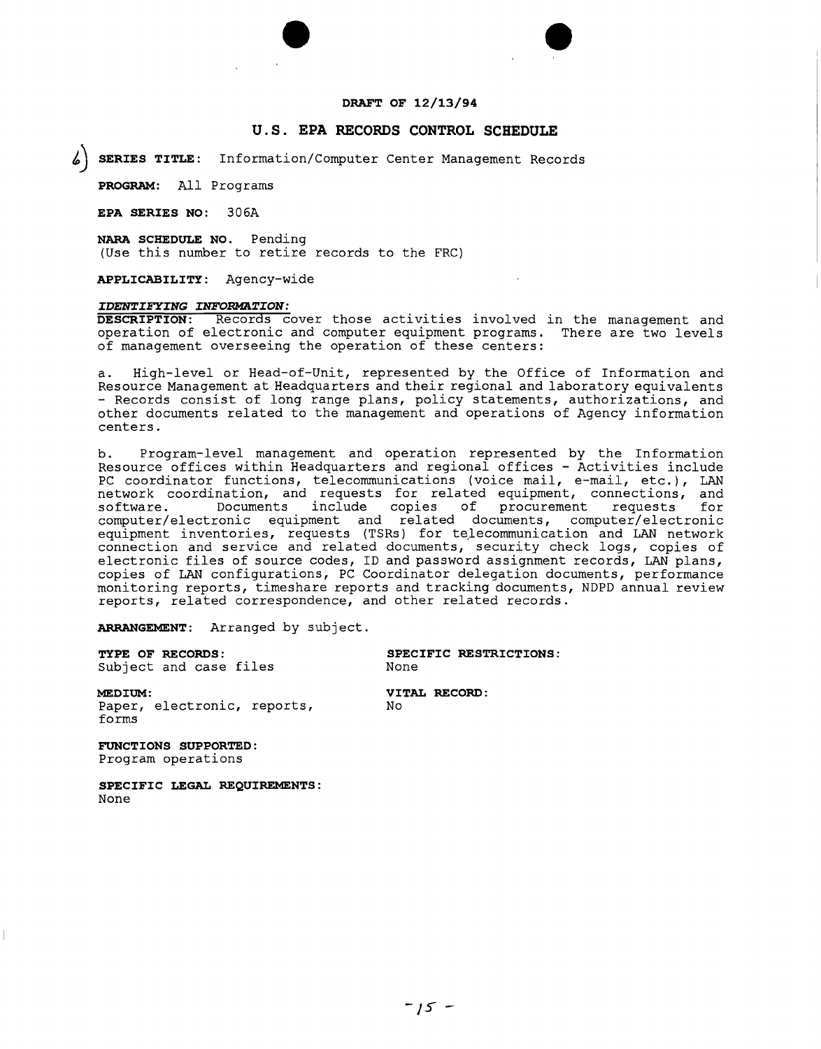**DRAFT OF 12/13/94**

## U.S. EPA RECORDS CONTROL SCHEDULE

6) **SERIES TITLE**: Information/Computer Center Management Records

**PROGRAM**: All Programs

**EPA SERIES NO**: 306A

**NARA SCHEDULE NO.** Pending
(Use this number to retire records to the FRC)

**APPLICABILITY**: Agency-wide

***IDENTIFYING INFORMATION:***

**DESCRIPTION:** Records cover those activities involved in the management and operation of electronic and computer equipment programs. There are two levels of management overseeing the operation of these centers:

a. High-level or Head-of-Unit, represented by the Office of Information and Resource Management at Headquarters and their regional and laboratory equivalents - Records consist of long range plans, policy statements, authorizations, and other documents related to the management and operations of Agency information centers.

b. Program-level management and operation represented by the Information Resource offices within Headquarters and regional offices - Activities include PC coordinator functions, telecommunications (voice mail, e-mail, etc.), LAN network coordination, and requests for related equipment, connections, and software. Documents include copies of procurement requests for computer/electronic equipment and related documents, computer/electronic equipment inventories, requests (TSRs) for telecommunication and LAN network connection and service and related documents, security check logs, copies of electronic files of source codes, ID and password assignment records, LAN plans, copies of LAN configurations, PC Coordinator delegation documents, performance monitoring reports, timeshare reports and tracking documents, NDPD annual review reports, related correspondence, and other related records.

**ARRANGEMENT**: Arranged by subject.

**TYPE OF RECORDS**:
Subject and case files

**SPECIFIC RESTRICTIONS**:
None

**MEDIUM**:
Paper, electronic, reports, forms

**VITAL RECORD**:
No

**FUNCTIONS SUPPORTED**:
Program operations

**SPECIFIC LEGAL REQUIREMENTS**:
None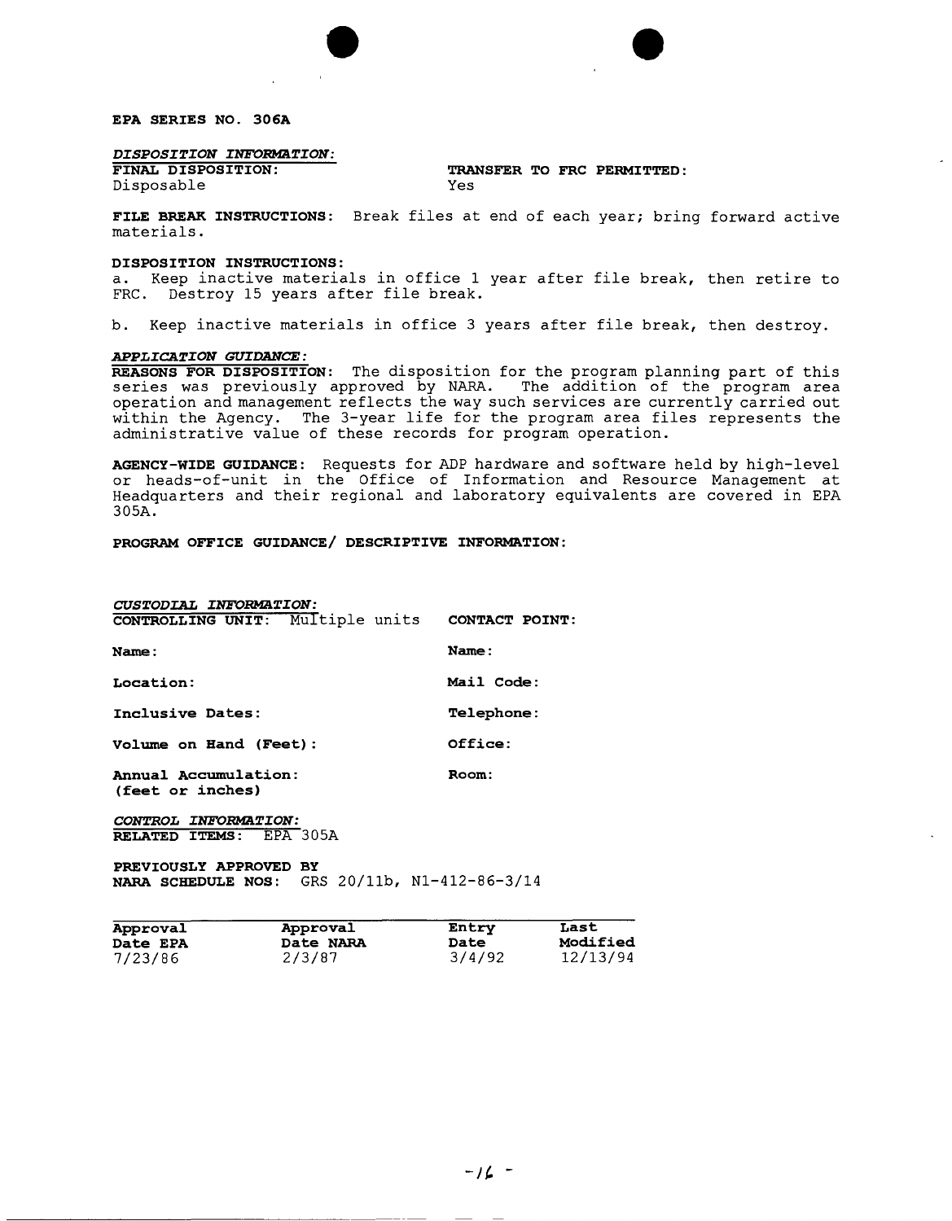**EPA SERIES NO. 306A**

*DISPOSITION INFORMATION:*

**FINAL DISPOSITION:**
Disposable

**TRANSFER TO FRC PERMITTED:**
Yes

**FILE BREAK INSTRUCTIONS:** Break files at end of each year; bring forward active materials.

**DISPOSITION INSTRUCTIONS:**

a. Keep inactive materials in office 1 year after file break, then retire to FRC. Destroy 15 years after file break.

b. Keep inactive materials in office 3 years after file break, then destroy.

*APPLICATION GUIDANCE:*

**REASONS FOR DISPOSITION:** The disposition for the program planning part of this series was previously approved by NARA. The addition of the program area operation and management reflects the way such services are currently carried out within the Agency. The 3-year life for the program area files represents the administrative value of these records for program operation.

**AGENCY-WIDE GUIDANCE:** Requests for ADP hardware and software held by high-level or heads-of-unit in the Office of Information and Resource Management at Headquarters and their regional and laboratory equivalents are covered in EPA 305A.

**PROGRAM OFFICE GUIDANCE/ DESCRIPTIVE INFORMATION:**

*CUSTODIAL INFORMATION:*

**CONTROLLING UNIT:** Multiple units

**Name:**

**Location:**

**Inclusive Dates:**

**Volume on Hand (Feet):**

**Annual Accumulation:**
**(feet or inches)**

**CONTACT POINT:**

**Name:**

**Mail Code:**

**Telephone:**

**Office:**

**Room:**

*CONTROL INFORMATION:*

**RELATED ITEMS:** EPA 305A

**PREVIOUSLY APPROVED BY**
**NARA SCHEDULE NOS:** GRS 20/11b, N1-412-86-3/14

| Approval Date EPA | Approval Date NARA | Entry Date | Last Modified |
|---|---|---|---|
| 7/23/86 | 2/3/87 | 3/4/92 | 12/13/94 |